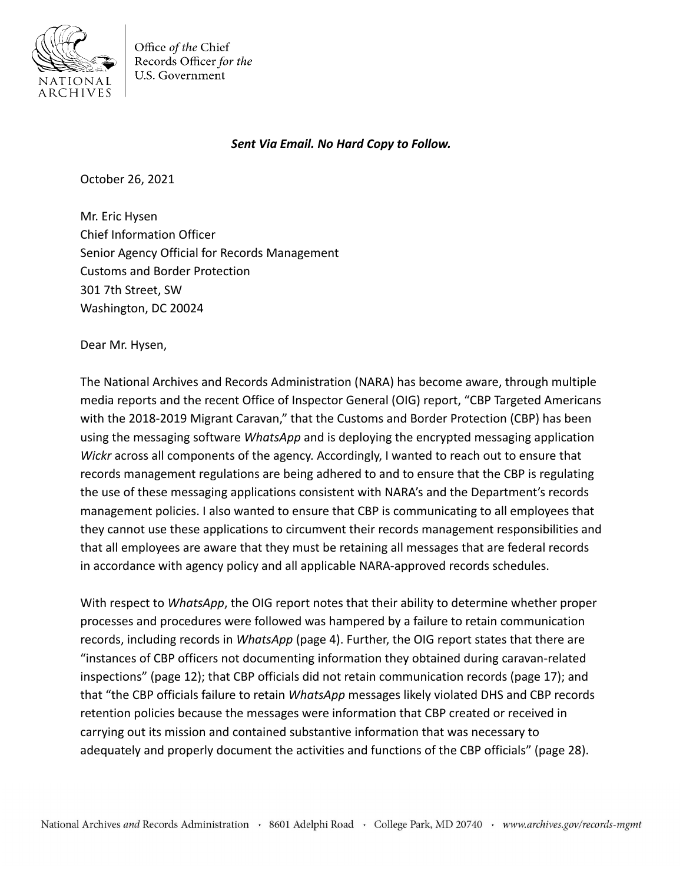Office *of the* Chief
Records Officer *for the*
U.S. Government

***Sent Via Email. No Hard Copy to Follow.***

October 26, 2021

Mr. Eric Hysen
Chief Information Officer
Senior Agency Official for Records Management
Customs and Border Protection
301 7th Street, SW
Washington, DC 20024

Dear Mr. Hysen,

The National Archives and Records Administration (NARA) has become aware, through multiple media reports and the recent Office of Inspector General (OIG) report, "CBP Targeted Americans with the 2018-2019 Migrant Caravan," that the Customs and Border Protection (CBP) has been using the messaging software *WhatsApp* and is deploying the encrypted messaging application *Wickr* across all components of the agency. Accordingly, I wanted to reach out to ensure that records management regulations are being adhered to and to ensure that the CBP is regulating the use of these messaging applications consistent with NARA's and the Department's records management policies. I also wanted to ensure that CBP is communicating to all employees that they cannot use these applications to circumvent their records management responsibilities and that all employees are aware that they must be retaining all messages that are federal records in accordance with agency policy and all applicable NARA-approved records schedules.

With respect to *WhatsApp*, the OIG report notes that their ability to determine whether proper processes and procedures were followed was hampered by a failure to retain communication records, including records in *WhatsApp* (page 4). Further, the OIG report states that there are "instances of CBP officers not documenting information they obtained during caravan-related inspections" (page 12); that CBP officials did not retain communication records (page 17); and that "the CBP officials failure to retain *WhatsApp* messages likely violated DHS and CBP records retention policies because the messages were information that CBP created or received in carrying out its mission and contained substantive information that was necessary to adequately and properly document the activities and functions of the CBP officials" (page 28).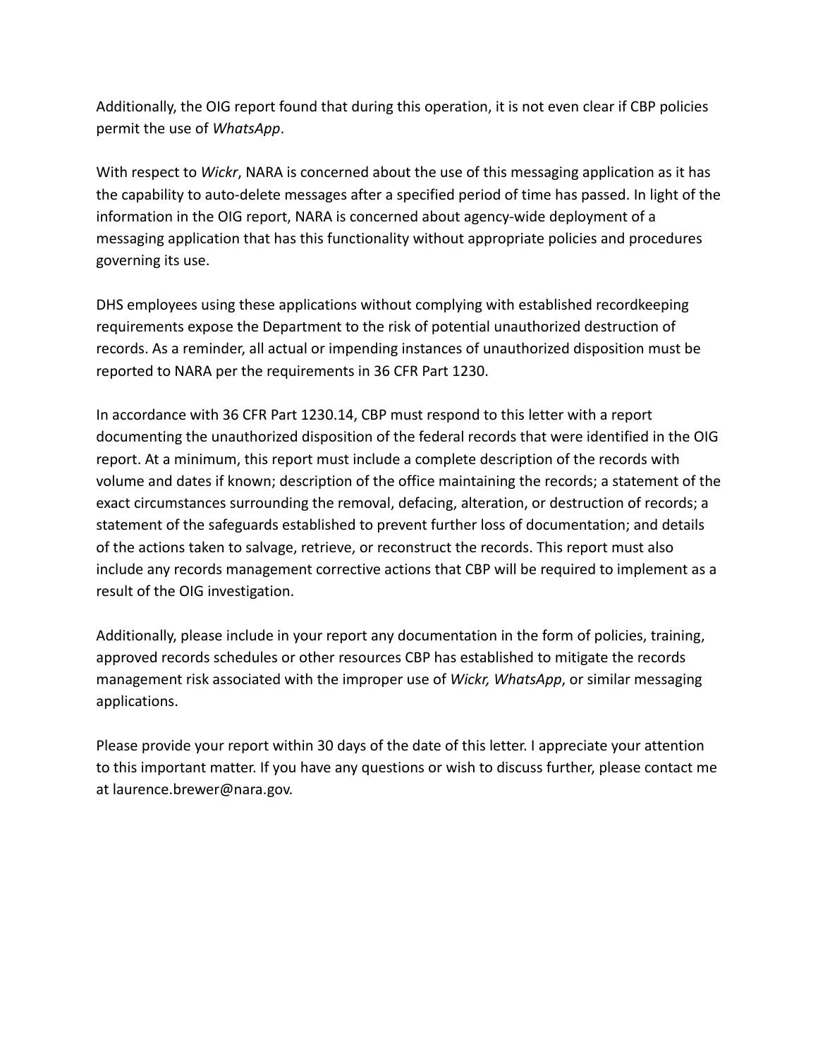Additionally, the OIG report found that during this operation, it is not even clear if CBP policies permit the use of *WhatsApp*.

With respect to *Wickr*, NARA is concerned about the use of this messaging application as it has the capability to auto-delete messages after a specified period of time has passed. In light of the information in the OIG report, NARA is concerned about agency-wide deployment of a messaging application that has this functionality without appropriate policies and procedures governing its use.

DHS employees using these applications without complying with established recordkeeping requirements expose the Department to the risk of potential unauthorized destruction of records. As a reminder, all actual or impending instances of unauthorized disposition must be reported to NARA per the requirements in 36 CFR Part 1230.

In accordance with 36 CFR Part 1230.14, CBP must respond to this letter with a report documenting the unauthorized disposition of the federal records that were identified in the OIG report. At a minimum, this report must include a complete description of the records with volume and dates if known; description of the office maintaining the records; a statement of the exact circumstances surrounding the removal, defacing, alteration, or destruction of records; a statement of the safeguards established to prevent further loss of documentation; and details of the actions taken to salvage, retrieve, or reconstruct the records. This report must also include any records management corrective actions that CBP will be required to implement as a result of the OIG investigation.

Additionally, please include in your report any documentation in the form of policies, training, approved records schedules or other resources CBP has established to mitigate the records management risk associated with the improper use of *Wickr, WhatsApp*, or similar messaging applications.

Please provide your report within 30 days of the date of this letter. I appreciate your attention to this important matter. If you have any questions or wish to discuss further, please contact me at laurence.brewer@nara.gov.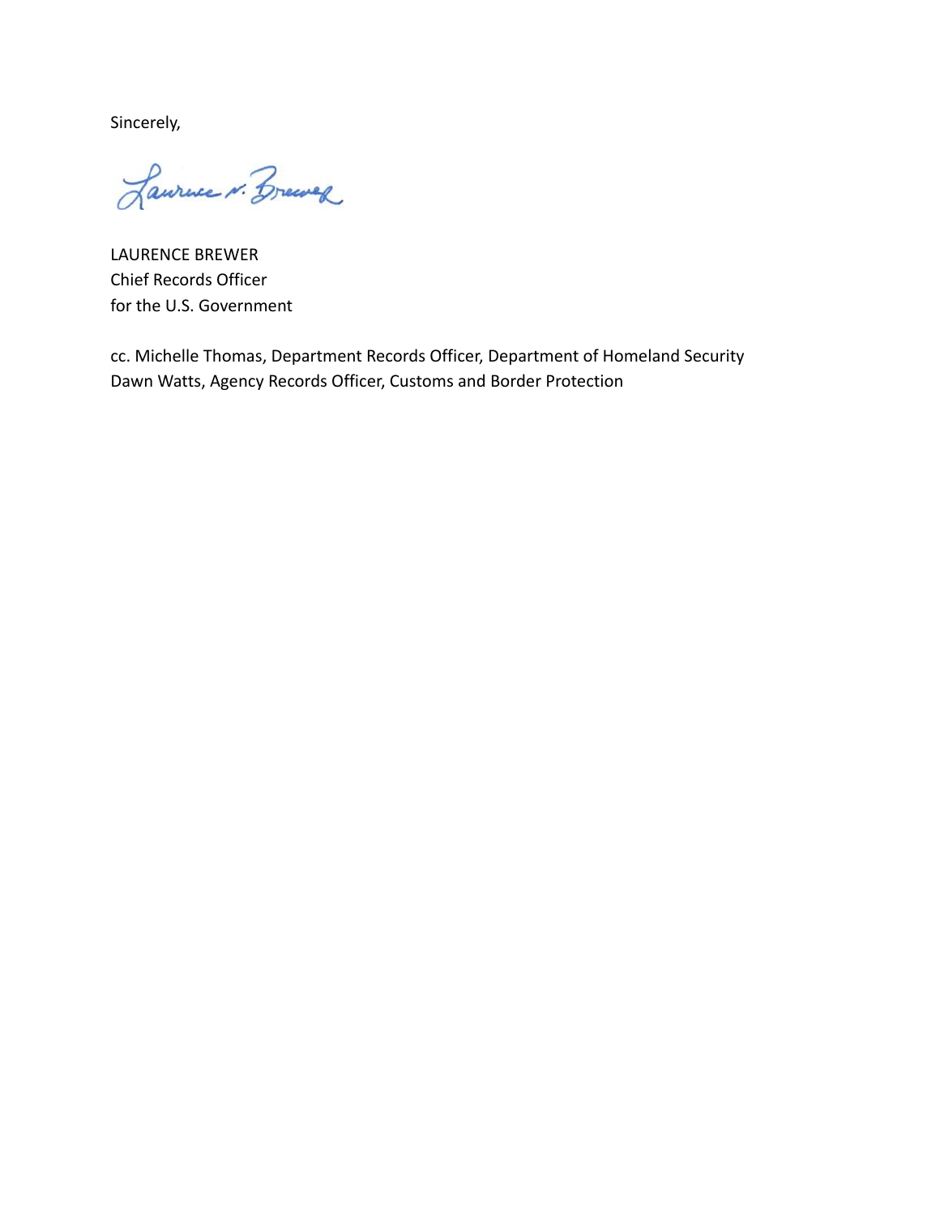Sincerely,

LAURENCE BREWER
Chief Records Officer
for the U.S. Government

cc. Michelle Thomas, Department Records Officer, Department of Homeland Security
Dawn Watts, Agency Records Officer, Customs and Border Protection